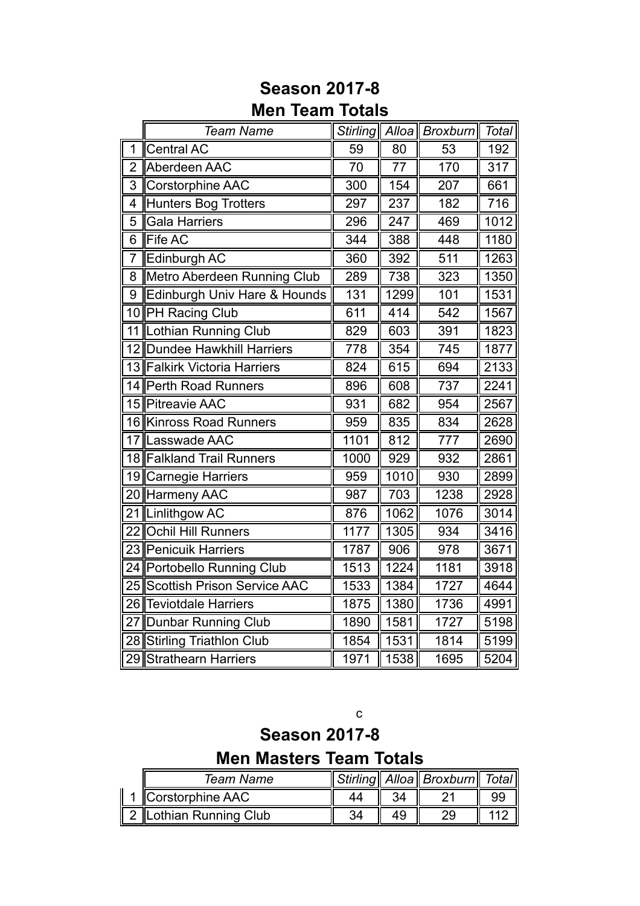# Season 2017-8

## Men Team Totals

| | *Team Name* | *Stirling* | *Alloa* | *Broxburn* | *Total* |
|---|---|---|---|---|---|
| 1 | Central AC | 59 | 80 | 53 | 192 |
| 2 | Aberdeen AAC | 70 | 77 | 170 | 317 |
| 3 | Corstorphine AAC | 300 | 154 | 207 | 661 |
| 4 | Hunters Bog Trotters | 297 | 237 | 182 | 716 |
| 5 | Gala Harriers | 296 | 247 | 469 | 1012 |
| 6 | Fife AC | 344 | 388 | 448 | 1180 |
| 7 | Edinburgh AC | 360 | 392 | 511 | 1263 |
| 8 | Metro Aberdeen Running Club | 289 | 738 | 323 | 1350 |
| 9 | Edinburgh Univ Hare & Hounds | 131 | 1299 | 101 | 1531 |
| 10 | PH Racing Club | 611 | 414 | 542 | 1567 |
| 11 | Lothian Running Club | 829 | 603 | 391 | 1823 |
| 12 | Dundee Hawkhill Harriers | 778 | 354 | 745 | 1877 |
| 13 | Falkirk Victoria Harriers | 824 | 615 | 694 | 2133 |
| 14 | Perth Road Runners | 896 | 608 | 737 | 2241 |
| 15 | Pitreavie AAC | 931 | 682 | 954 | 2567 |
| 16 | Kinross Road Runners | 959 | 835 | 834 | 2628 |
| 17 | Lasswade AAC | 1101 | 812 | 777 | 2690 |
| 18 | Falkland Trail Runners | 1000 | 929 | 932 | 2861 |
| 19 | Carnegie Harriers | 959 | 1010 | 930 | 2899 |
| 20 | Harmeny AAC | 987 | 703 | 1238 | 2928 |
| 21 | Linlithgow AC | 876 | 1062 | 1076 | 3014 |
| 22 | Ochil Hill Runners | 1177 | 1305 | 934 | 3416 |
| 23 | Penicuik Harriers | 1787 | 906 | 978 | 3671 |
| 24 | Portobello Running Club | 1513 | 1224 | 1181 | 3918 |
| 25 | Scottish Prison Service AAC | 1533 | 1384 | 1727 | 4644 |
| 26 | Teviotdale Harriers | 1875 | 1380 | 1736 | 4991 |
| 27 | Dunbar Running Club | 1890 | 1581 | 1727 | 5198 |
| 28 | Stirling Triathlon Club | 1854 | 1531 | 1814 | 5199 |
| 29 | Strathearn Harriers | 1971 | 1538 | 1695 | 5204 |

c

# Season 2017-8

## Men Masters Team Totals

| | *Team Name* | *Stirling* | *Alloa* | *Broxburn* | *Total* |
|---|---|---|---|---|---|
| 1 | Corstorphine AAC | 44 | 34 | 21 | 99 |
| 2 | Lothian Running Club | 34 | 49 | 29 | 112 |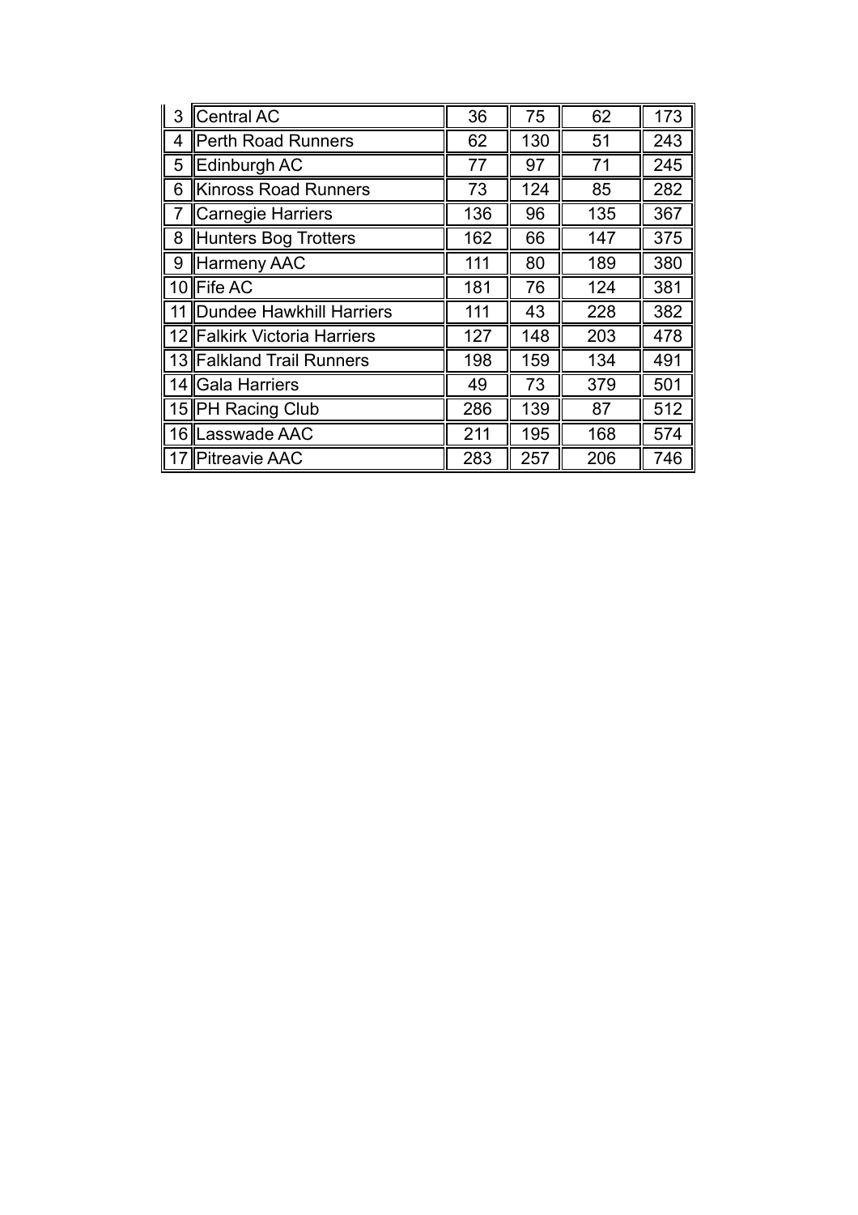| | | | | | |
|---|---|---|---|---|---|
| 3 | Central AC | 36 | 75 | 62 | 173 |
| 4 | Perth Road Runners | 62 | 130 | 51 | 243 |
| 5 | Edinburgh AC | 77 | 97 | 71 | 245 |
| 6 | Kinross Road Runners | 73 | 124 | 85 | 282 |
| 7 | Carnegie Harriers | 136 | 96 | 135 | 367 |
| 8 | Hunters Bog Trotters | 162 | 66 | 147 | 375 |
| 9 | Harmeny AAC | 111 | 80 | 189 | 380 |
| 10 | Fife AC | 181 | 76 | 124 | 381 |
| 11 | Dundee Hawkhill Harriers | 111 | 43 | 228 | 382 |
| 12 | Falkirk Victoria Harriers | 127 | 148 | 203 | 478 |
| 13 | Falkland Trail Runners | 198 | 159 | 134 | 491 |
| 14 | Gala Harriers | 49 | 73 | 379 | 501 |
| 15 | PH Racing Club | 286 | 139 | 87 | 512 |
| 16 | Lasswade AAC | 211 | 195 | 168 | 574 |
| 17 | Pitreavie AAC | 283 | 257 | 206 | 746 |